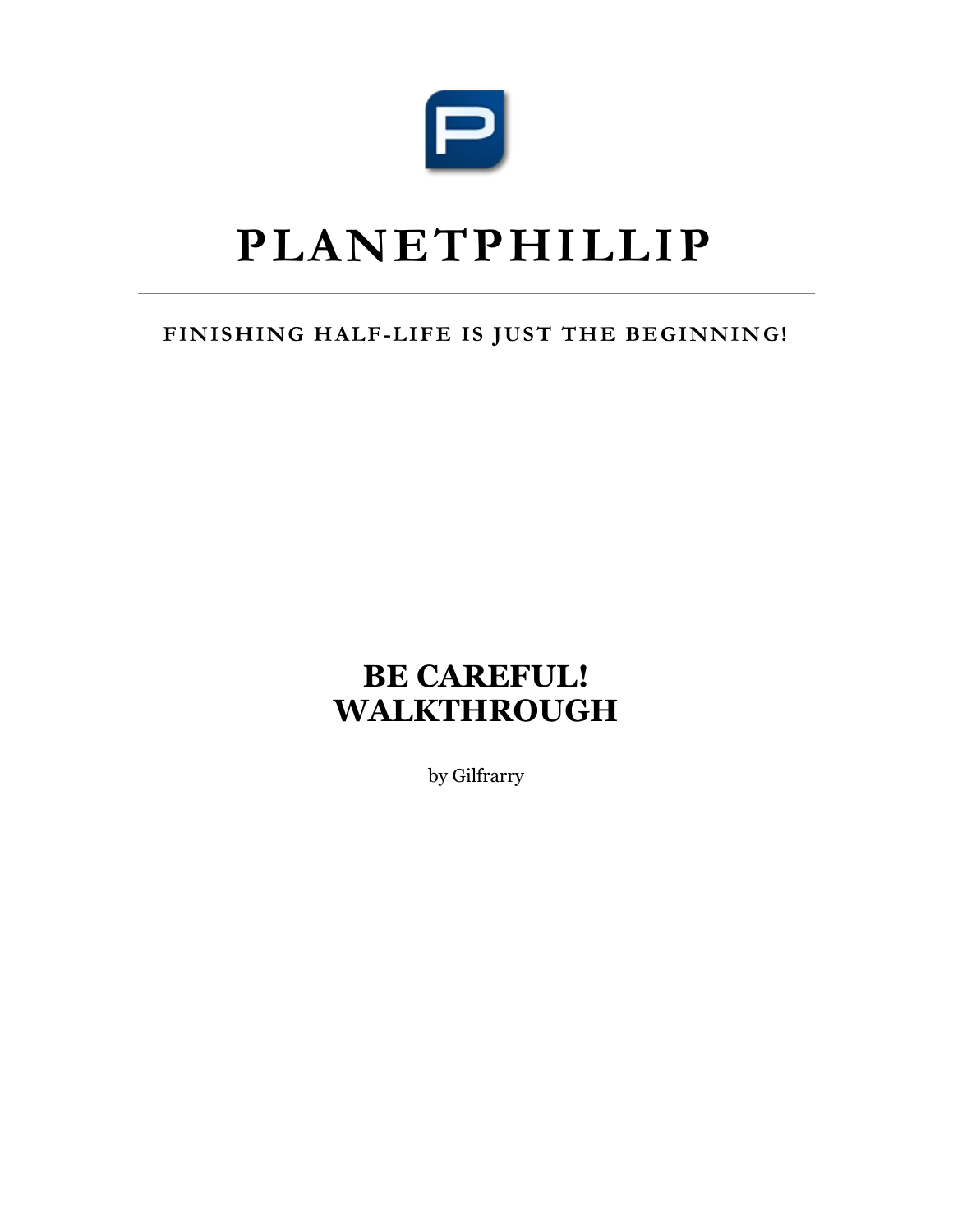# PLANETPHILLIP

**FINISHING HALF-LIFE IS JUST THE BEGINNING!**

## BE CAREFUL! WALKTHROUGH

by Gilfrarry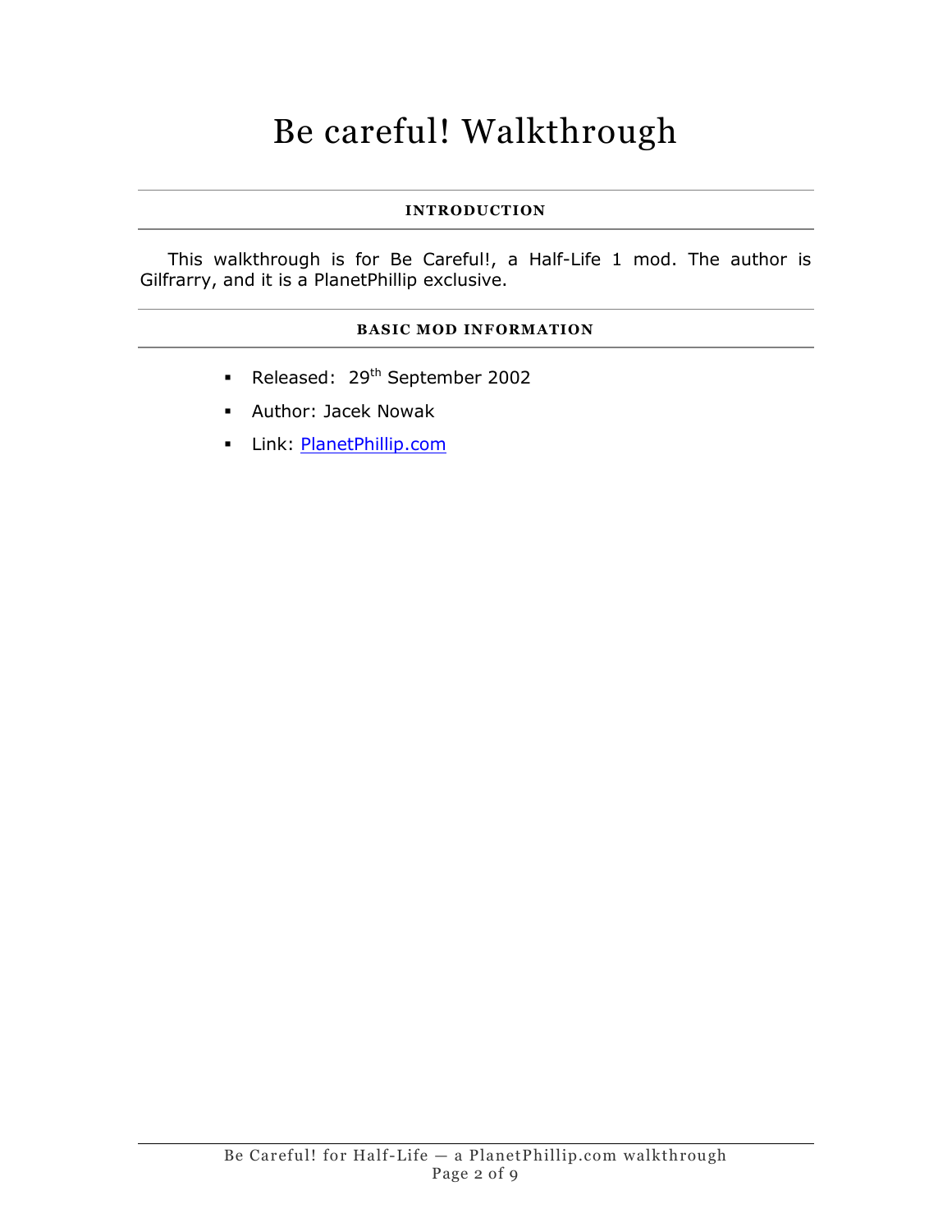# Be careful! Walkthrough

## INTRODUCTION

This walkthrough is for Be Careful!, a Half-Life 1 mod. The author is Gilfrarry, and it is a PlanetPhillip exclusive.

## BASIC MOD INFORMATION

- Released: 29th September 2002
- Author: Jacek Nowak
- Link: PlanetPhillip.com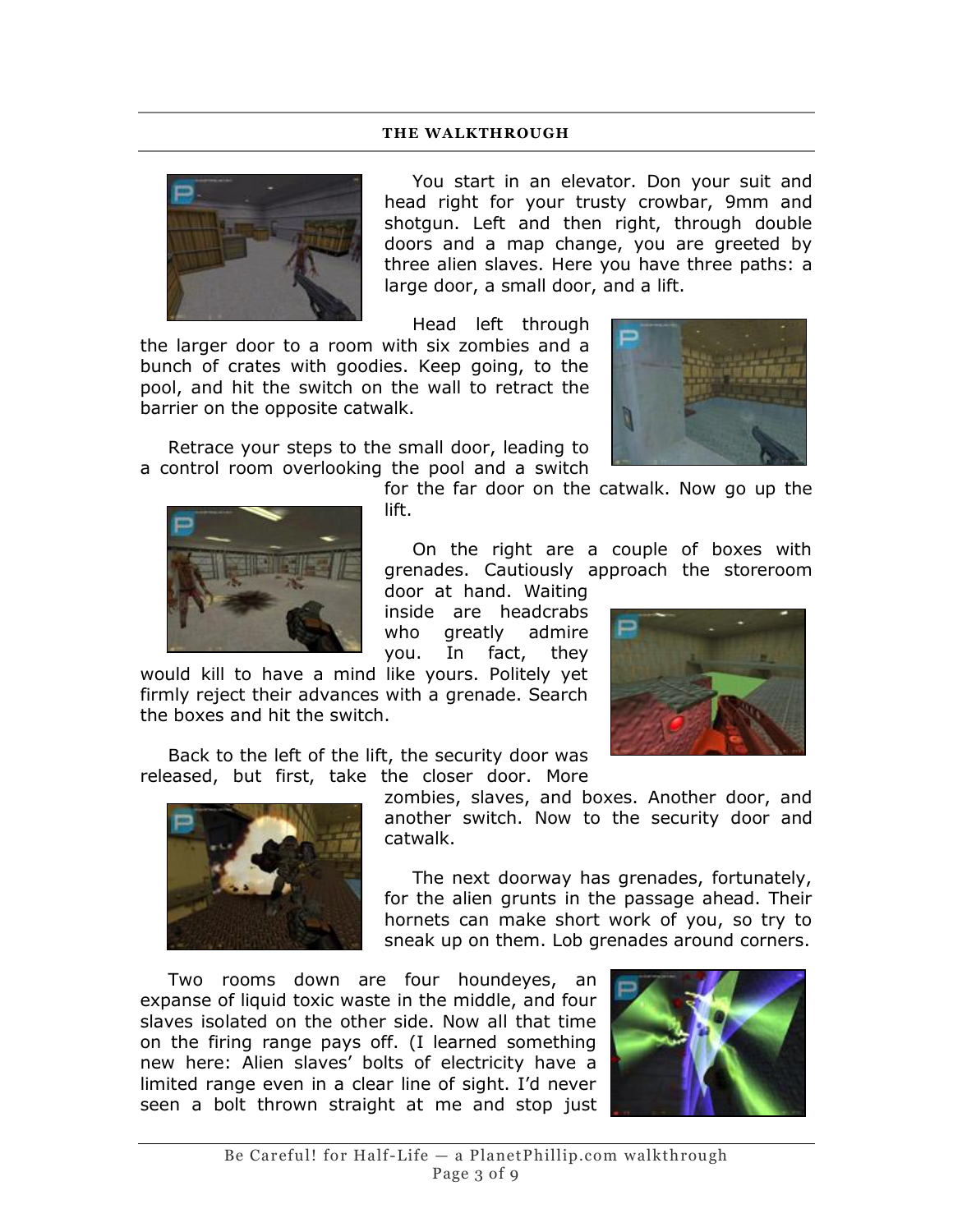## THE WALKTHROUGH

You start in an elevator. Don your suit and head right for your trusty crowbar, 9mm and shotgun. Left and then right, through double doors and a map change, you are greeted by three alien slaves. Here you have three paths: a large door, a small door, and a lift.

Head left through the larger door to a room with six zombies and a bunch of crates with goodies. Keep going, to the pool, and hit the switch on the wall to retract the barrier on the opposite catwalk.

Retrace your steps to the small door, leading to a control room overlooking the pool and a switch for the far door on the catwalk. Now go up the lift.

On the right are a couple of boxes with grenades. Cautiously approach the storeroom door at hand. Waiting inside are headcrabs who greatly admire you. In fact, they would kill to have a mind like yours. Politely yet firmly reject their advances with a grenade. Search the boxes and hit the switch.

Back to the left of the lift, the security door was released, but first, take the closer door. More zombies, slaves, and boxes. Another door, and another switch. Now to the security door and catwalk.

The next doorway has grenades, fortunately, for the alien grunts in the passage ahead. Their hornets can make short work of you, so try to sneak up on them. Lob grenades around corners.

Two rooms down are four houndeyes, an expanse of liquid toxic waste in the middle, and four slaves isolated on the other side. Now all that time on the firing range pays off. (I learned something new here: Alien slaves' bolts of electricity have a limited range even in a clear line of sight. I'd never seen a bolt thrown straight at me and stop just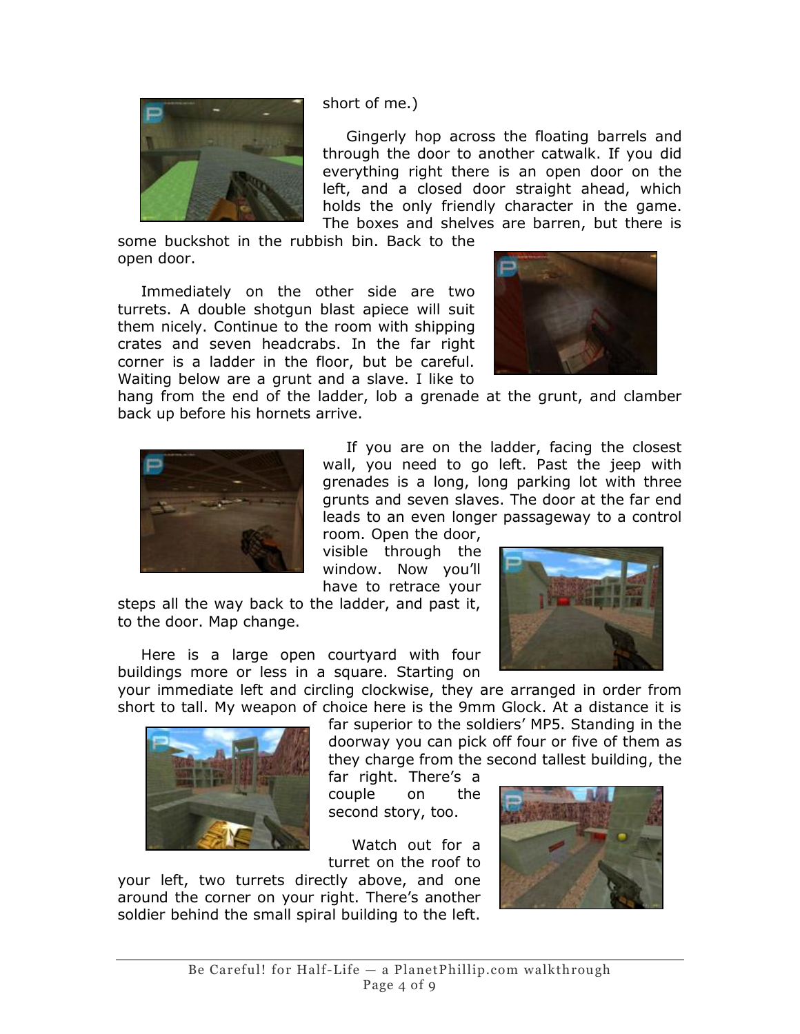short of me.)

Gingerly hop across the floating barrels and through the door to another catwalk. If you did everything right there is an open door on the left, and a closed door straight ahead, which holds the only friendly character in the game. The boxes and shelves are barren, but there is some buckshot in the rubbish bin. Back to the open door.

Immediately on the other side are two turrets. A double shotgun blast apiece will suit them nicely. Continue to the room with shipping crates and seven headcrabs. In the far right corner is a ladder in the floor, but be careful. Waiting below are a grunt and a slave. I like to hang from the end of the ladder, lob a grenade at the grunt, and clamber back up before his hornets arrive.

If you are on the ladder, facing the closest wall, you need to go left. Past the jeep with grenades is a long, long parking lot with three grunts and seven slaves. The door at the far end leads to an even longer passageway to a control room. Open the door, visible through the window. Now you'll have to retrace your steps all the way back to the ladder, and past it, to the door. Map change.

Here is a large open courtyard with four buildings more or less in a square. Starting on your immediate left and circling clockwise, they are arranged in order from short to tall. My weapon of choice here is the 9mm Glock. At a distance it is far superior to the soldiers' MP5. Standing in the doorway you can pick off four or five of them as they charge from the second tallest building, the far right. There's a couple on the second story, too.

Watch out for a turret on the roof to your left, two turrets directly above, and one around the corner on your right. There's another soldier behind the small spiral building to the left.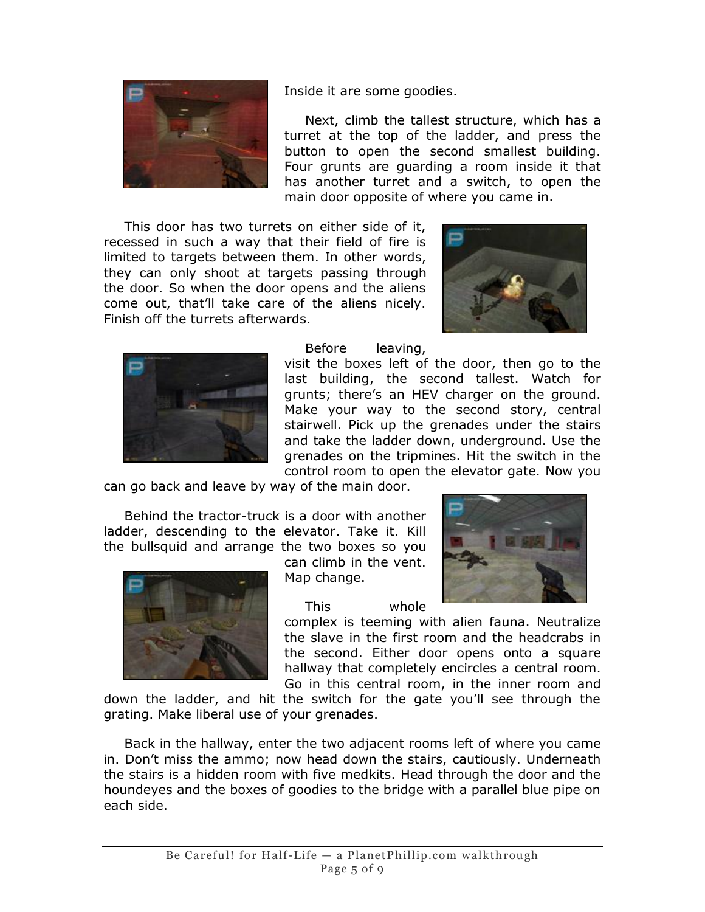Inside it are some goodies.

Next, climb the tallest structure, which has a turret at the top of the ladder, and press the button to open the second smallest building. Four grunts are guarding a room inside it that has another turret and a switch, to open the main door opposite of where you came in.

This door has two turrets on either side of it, recessed in such a way that their field of fire is limited to targets between them. In other words, they can only shoot at targets passing through the door. So when the door opens and the aliens come out, that'll take care of the aliens nicely. Finish off the turrets afterwards.

Before leaving, visit the boxes left of the door, then go to the last building, the second tallest. Watch for grunts; there's an HEV charger on the ground. Make your way to the second story, central stairwell. Pick up the grenades under the stairs and take the ladder down, underground. Use the grenades on the tripmines. Hit the switch in the control room to open the elevator gate. Now you can go back and leave by way of the main door.

Behind the tractor-truck is a door with another ladder, descending to the elevator. Take it. Kill the bullsquid and arrange the two boxes so you can climb in the vent. Map change.

This whole complex is teeming with alien fauna. Neutralize the slave in the first room and the headcrabs in the second. Either door opens onto a square hallway that completely encircles a central room. Go in this central room, in the inner room and down the ladder, and hit the switch for the gate you'll see through the grating. Make liberal use of your grenades.

Back in the hallway, enter the two adjacent rooms left of where you came in. Don't miss the ammo; now head down the stairs, cautiously. Underneath the stairs is a hidden room with five medkits. Head through the door and the houndeyes and the boxes of goodies to the bridge with a parallel blue pipe on each side.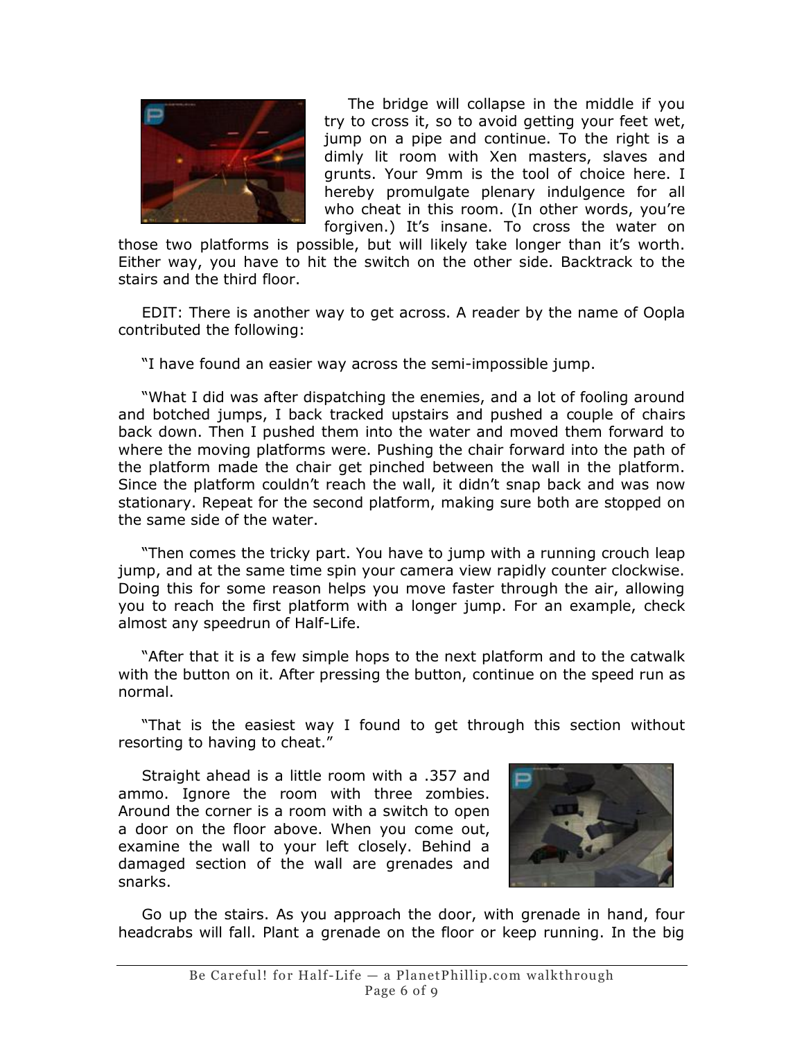The bridge will collapse in the middle if you try to cross it, so to avoid getting your feet wet, jump on a pipe and continue. To the right is a dimly lit room with Xen masters, slaves and grunts. Your 9mm is the tool of choice here. I hereby promulgate plenary indulgence for all who cheat in this room. (In other words, you're forgiven.) It's insane. To cross the water on those two platforms is possible, but will likely take longer than it's worth. Either way, you have to hit the switch on the other side. Backtrack to the stairs and the third floor.

EDIT: There is another way to get across. A reader by the name of Oopla contributed the following:

"I have found an easier way across the semi-impossible jump.

"What I did was after dispatching the enemies, and a lot of fooling around and botched jumps, I back tracked upstairs and pushed a couple of chairs back down. Then I pushed them into the water and moved them forward to where the moving platforms were. Pushing the chair forward into the path of the platform made the chair get pinched between the wall in the platform. Since the platform couldn't reach the wall, it didn't snap back and was now stationary. Repeat for the second platform, making sure both are stopped on the same side of the water.

"Then comes the tricky part. You have to jump with a running crouch leap jump, and at the same time spin your camera view rapidly counter clockwise. Doing this for some reason helps you move faster through the air, allowing you to reach the first platform with a longer jump. For an example, check almost any speedrun of Half-Life.

"After that it is a few simple hops to the next platform and to the catwalk with the button on it. After pressing the button, continue on the speed run as normal.

"That is the easiest way I found to get through this section without resorting to having to cheat."

Straight ahead is a little room with a .357 and ammo. Ignore the room with three zombies. Around the corner is a room with a switch to open a door on the floor above. When you come out, examine the wall to your left closely. Behind a damaged section of the wall are grenades and snarks.

Go up the stairs. As you approach the door, with grenade in hand, four headcrabs will fall. Plant a grenade on the floor or keep running. In the big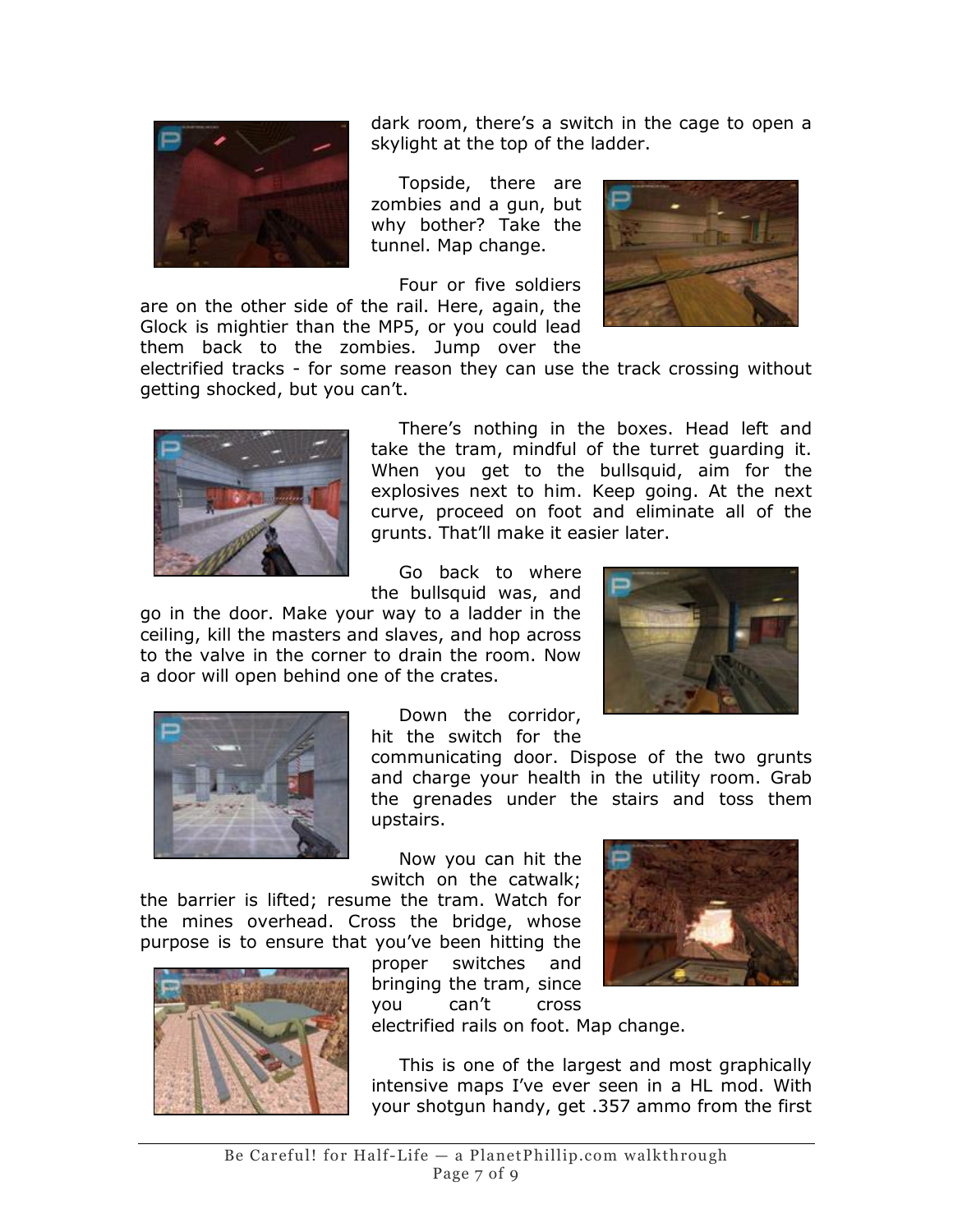dark room, there's a switch in the cage to open a skylight at the top of the ladder.

Topside, there are zombies and a gun, but why bother? Take the tunnel. Map change.

Four or five soldiers are on the other side of the rail. Here, again, the Glock is mightier than the MP5, or you could lead them back to the zombies. Jump over the electrified tracks - for some reason they can use the track crossing without getting shocked, but you can't.

There's nothing in the boxes. Head left and take the tram, mindful of the turret guarding it. When you get to the bullsquid, aim for the explosives next to him. Keep going. At the next curve, proceed on foot and eliminate all of the grunts. That'll make it easier later.

Go back to where the bullsquid was, and go in the door. Make your way to a ladder in the ceiling, kill the masters and slaves, and hop across to the valve in the corner to drain the room. Now a door will open behind one of the crates.

Down the corridor, hit the switch for the communicating door. Dispose of the two grunts and charge your health in the utility room. Grab the grenades under the stairs and toss them upstairs.

Now you can hit the switch on the catwalk; the barrier is lifted; resume the tram. Watch for the mines overhead. Cross the bridge, whose purpose is to ensure that you've been hitting the proper switches and bringing the tram, since you can't cross electrified rails on foot. Map change.

This is one of the largest and most graphically intensive maps I've ever seen in a HL mod. With your shotgun handy, get .357 ammo from the first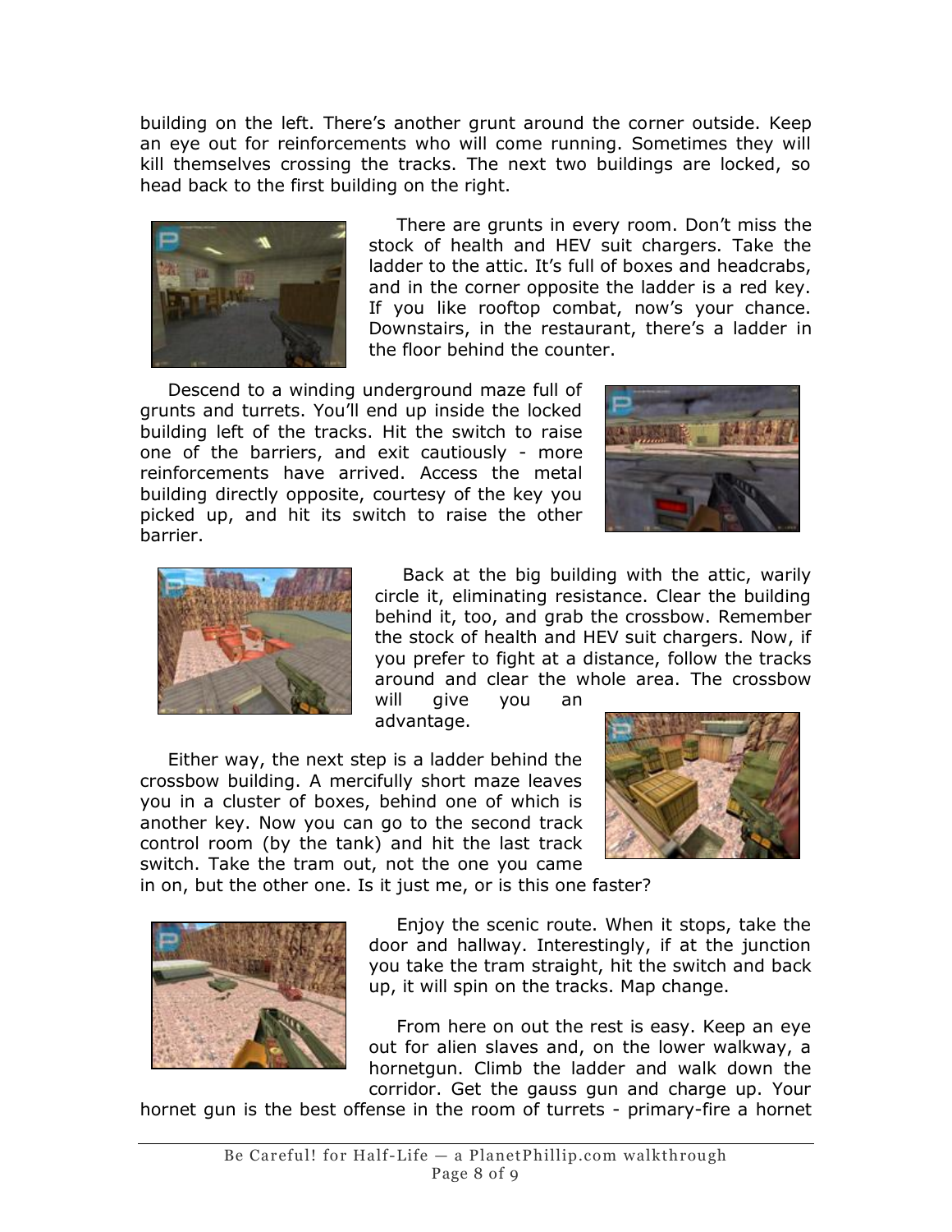building on the left. There's another grunt around the corner outside. Keep an eye out for reinforcements who will come running. Sometimes they will kill themselves crossing the tracks. The next two buildings are locked, so head back to the first building on the right.

There are grunts in every room. Don't miss the stock of health and HEV suit chargers. Take the ladder to the attic. It's full of boxes and headcrabs, and in the corner opposite the ladder is a red key. If you like rooftop combat, now's your chance. Downstairs, in the restaurant, there's a ladder in the floor behind the counter.

Descend to a winding underground maze full of grunts and turrets. You'll end up inside the locked building left of the tracks. Hit the switch to raise one of the barriers, and exit cautiously - more reinforcements have arrived. Access the metal building directly opposite, courtesy of the key you picked up, and hit its switch to raise the other barrier.

Back at the big building with the attic, warily circle it, eliminating resistance. Clear the building behind it, too, and grab the crossbow. Remember the stock of health and HEV suit chargers. Now, if you prefer to fight at a distance, follow the tracks around and clear the whole area. The crossbow will give you an advantage.

Either way, the next step is a ladder behind the crossbow building. A mercifully short maze leaves you in a cluster of boxes, behind one of which is another key. Now you can go to the second track control room (by the tank) and hit the last track switch. Take the tram out, not the one you came in on, but the other one. Is it just me, or is this one faster?

Enjoy the scenic route. When it stops, take the door and hallway. Interestingly, if at the junction you take the tram straight, hit the switch and back up, it will spin on the tracks. Map change.

From here on out the rest is easy. Keep an eye out for alien slaves and, on the lower walkway, a hornetgun. Climb the ladder and walk down the corridor. Get the gauss gun and charge up. Your hornet gun is the best offense in the room of turrets - primary-fire a hornet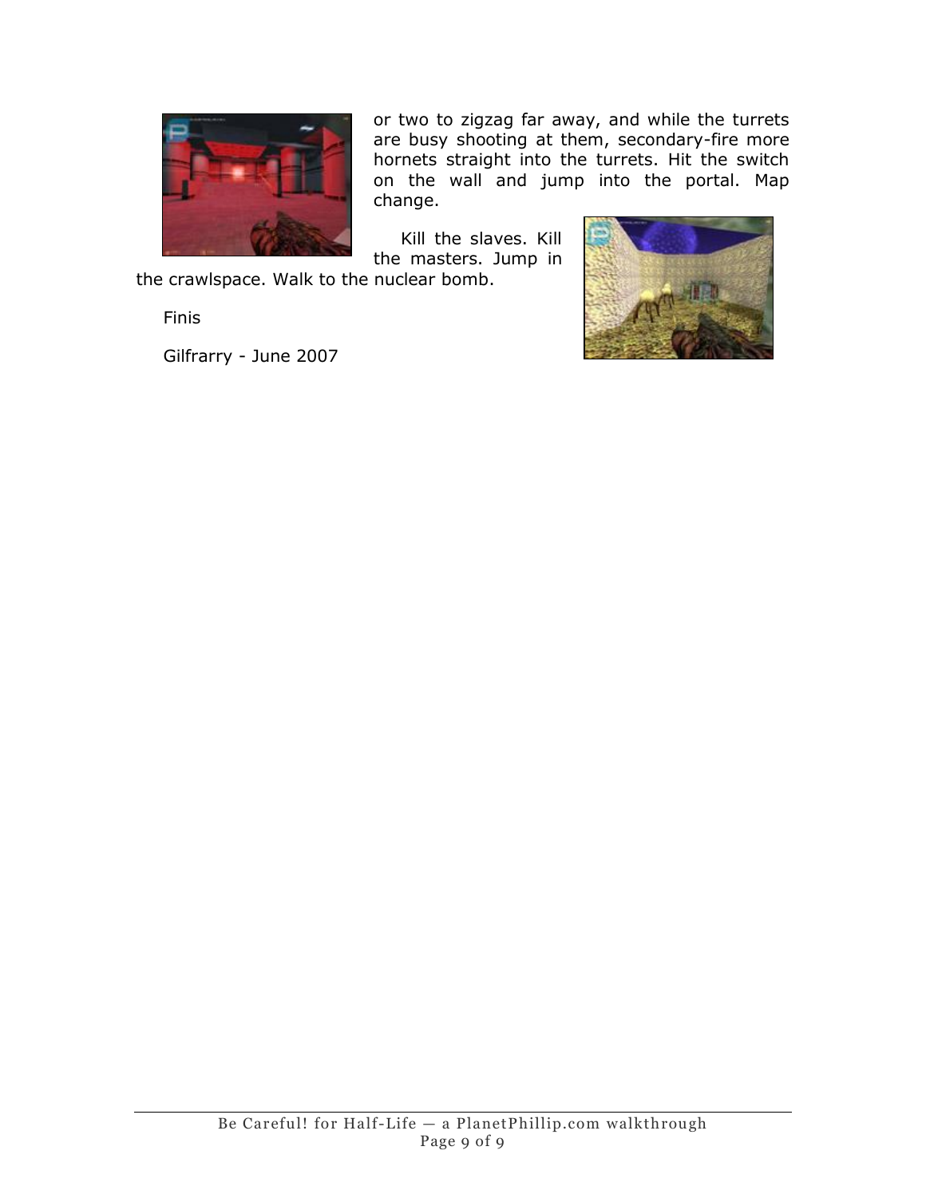or two to zigzag far away, and while the turrets are busy shooting at them, secondary-fire more hornets straight into the turrets. Hit the switch on the wall and jump into the portal. Map change.

Kill the slaves. Kill the masters. Jump in the crawlspace. Walk to the nuclear bomb.

Finis

Gilfrarry - June 2007